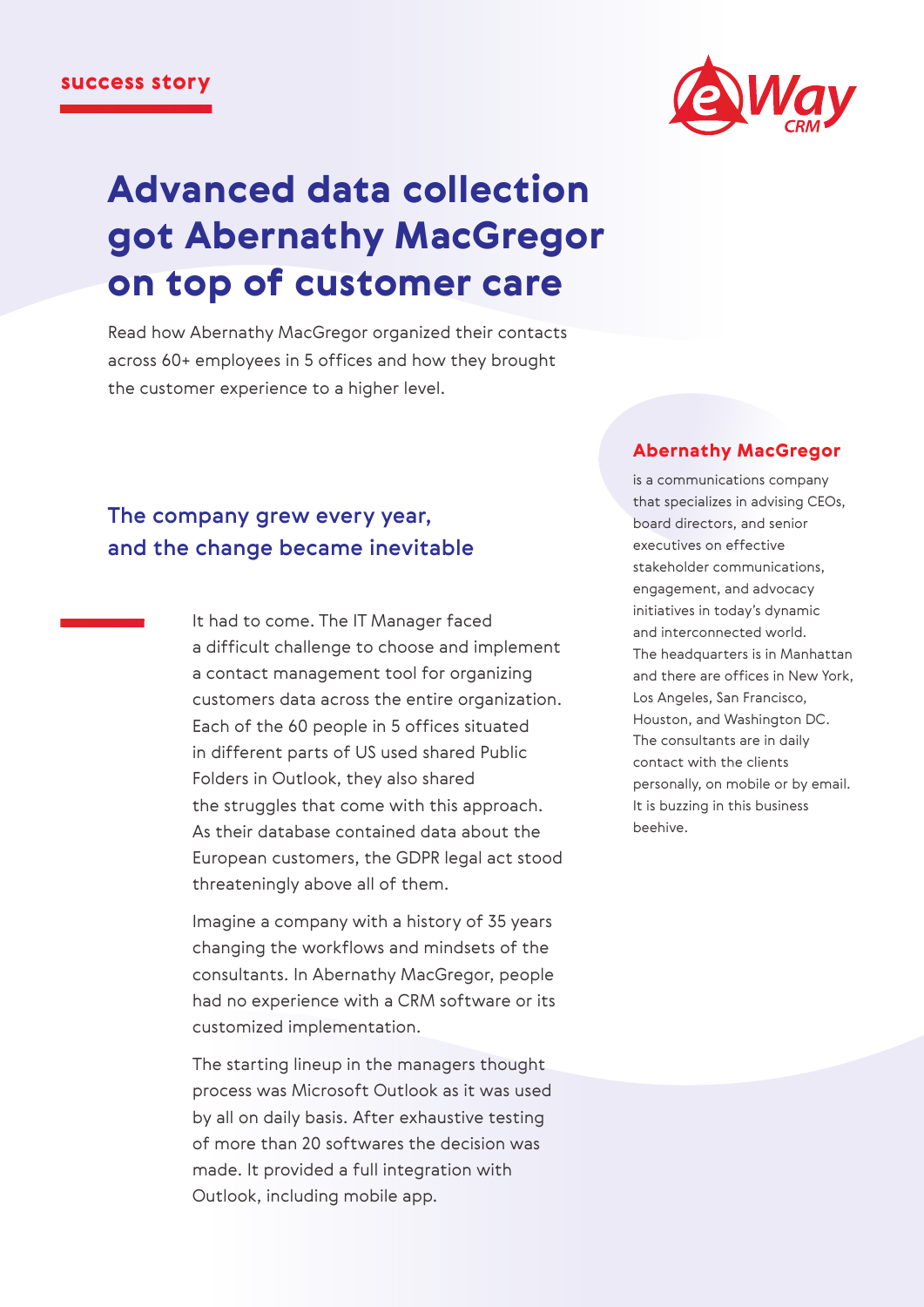success story

# Advanced data collection got Abernathy MacGregor on top of customer care

Read how Abernathy MacGregor organized their contacts across 60+ employees in 5 offices and how they brought the customer experience to a higher level.

**Abernathy MacGregor** is a communications company that specializes in advising CEOs, board directors, and senior executives on effective stakeholder communications, engagement, and advocacy initiatives in today's dynamic and interconnected world. The headquarters is in Manhattan and there are offices in New York, Los Angeles, San Francisco, Houston, and Washington DC. The consultants are in daily contact with the clients personally, on mobile or by email. It is buzzing in this business beehive.

## The company grew every year, and the change became inevitable

It had to come. The IT Manager faced a difficult challenge to choose and implement a contact management tool for organizing customers data across the entire organization. Each of the 60 people in 5 offices situated in different parts of US used shared Public Folders in Outlook, they also shared the struggles that come with this approach. As their database contained data about the European customers, the GDPR legal act stood threateningly above all of them.

Imagine a company with a history of 35 years changing the workflows and mindsets of the consultants. In Abernathy MacGregor, people had no experience with a CRM software or its customized implementation.

The starting lineup in the managers thought process was Microsoft Outlook as it was used by all on daily basis. After exhaustive testing of more than 20 softwares the decision was made. It provided a full integration with Outlook, including mobile app.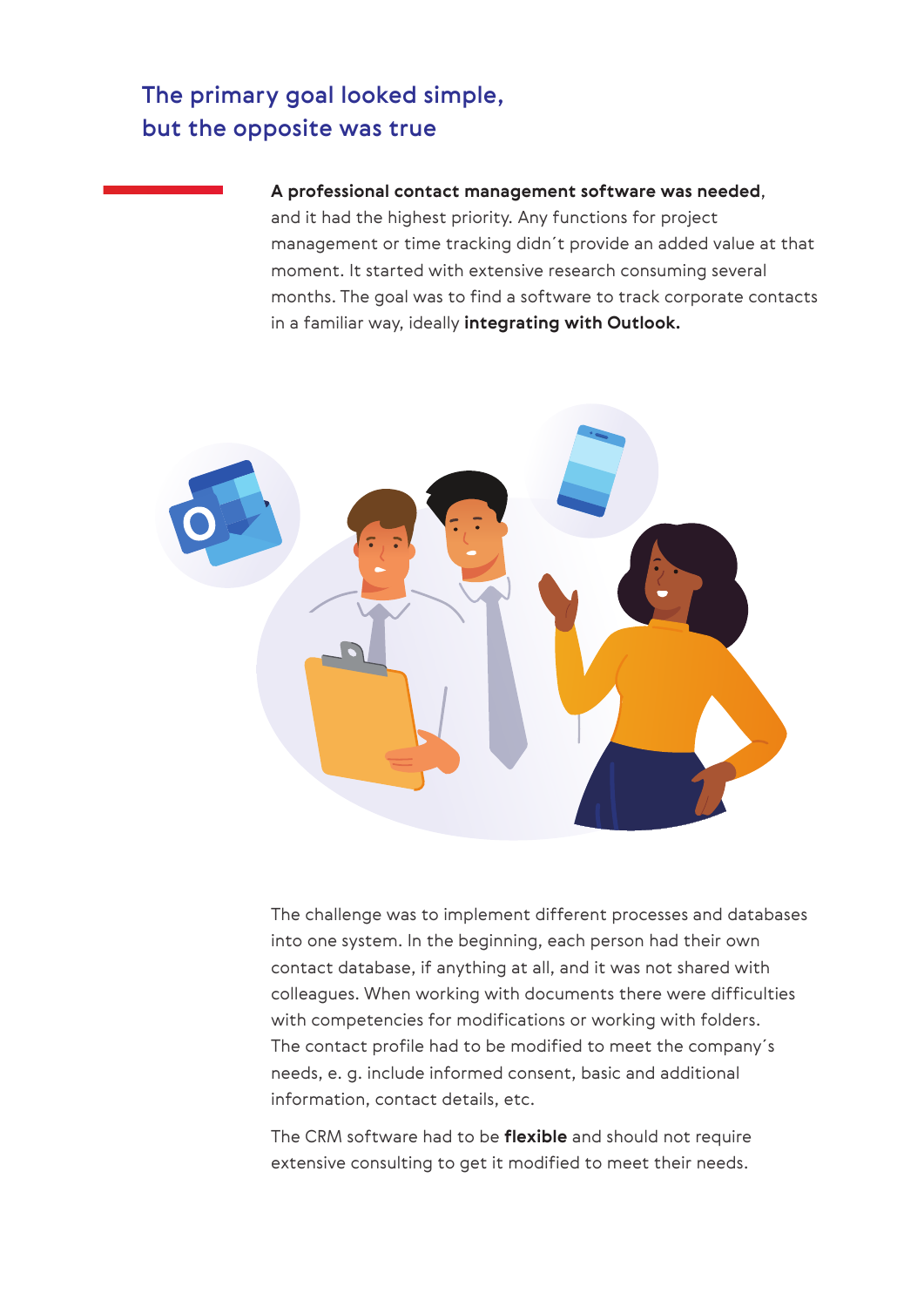## The primary goal looked simple, but the opposite was true

**A professional contact management software was needed**, and it had the highest priority. Any functions for project management or time tracking didn´t provide an added value at that moment. It started with extensive research consuming several months. The goal was to find a software to track corporate contacts in a familiar way, ideally **integrating with Outlook.**

The challenge was to implement different processes and databases into one system. In the beginning, each person had their own contact database, if anything at all, and it was not shared with colleagues. When working with documents there were difficulties with competencies for modifications or working with folders. The contact profile had to be modified to meet the company´s needs, e. g. include informed consent, basic and additional information, contact details, etc.

The CRM software had to be **flexible** and should not require extensive consulting to get it modified to meet their needs.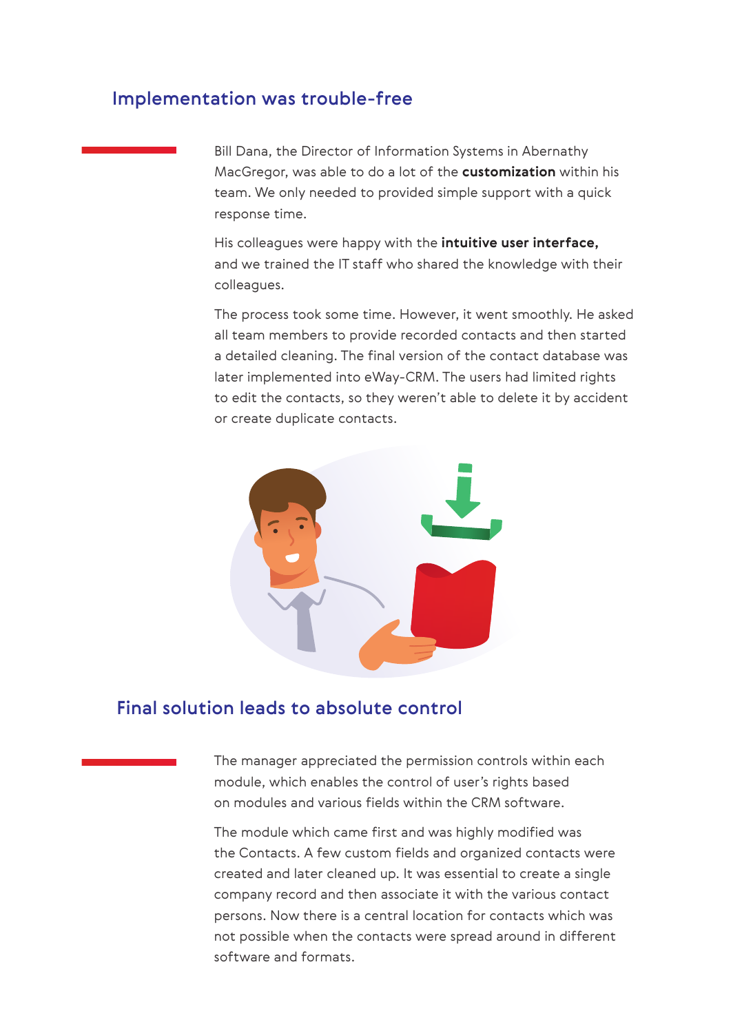## Implementation was trouble-free

Bill Dana, the Director of Information Systems in Abernathy MacGregor, was able to do a lot of the **customization** within his team. We only needed to provided simple support with a quick response time.

His colleagues were happy with the **intuitive user interface,** and we trained the IT staff who shared the knowledge with their colleagues.

The process took some time. However, it went smoothly. He asked all team members to provide recorded contacts and then started a detailed cleaning. The final version of the contact database was later implemented into eWay-CRM. The users had limited rights to edit the contacts, so they weren't able to delete it by accident or create duplicate contacts.

## Final solution leads to absolute control

The manager appreciated the permission controls within each module, which enables the control of user's rights based on modules and various fields within the CRM software.

The module which came first and was highly modified was the Contacts. A few custom fields and organized contacts were created and later cleaned up. It was essential to create a single company record and then associate it with the various contact persons. Now there is a central location for contacts which was not possible when the contacts were spread around in different software and formats.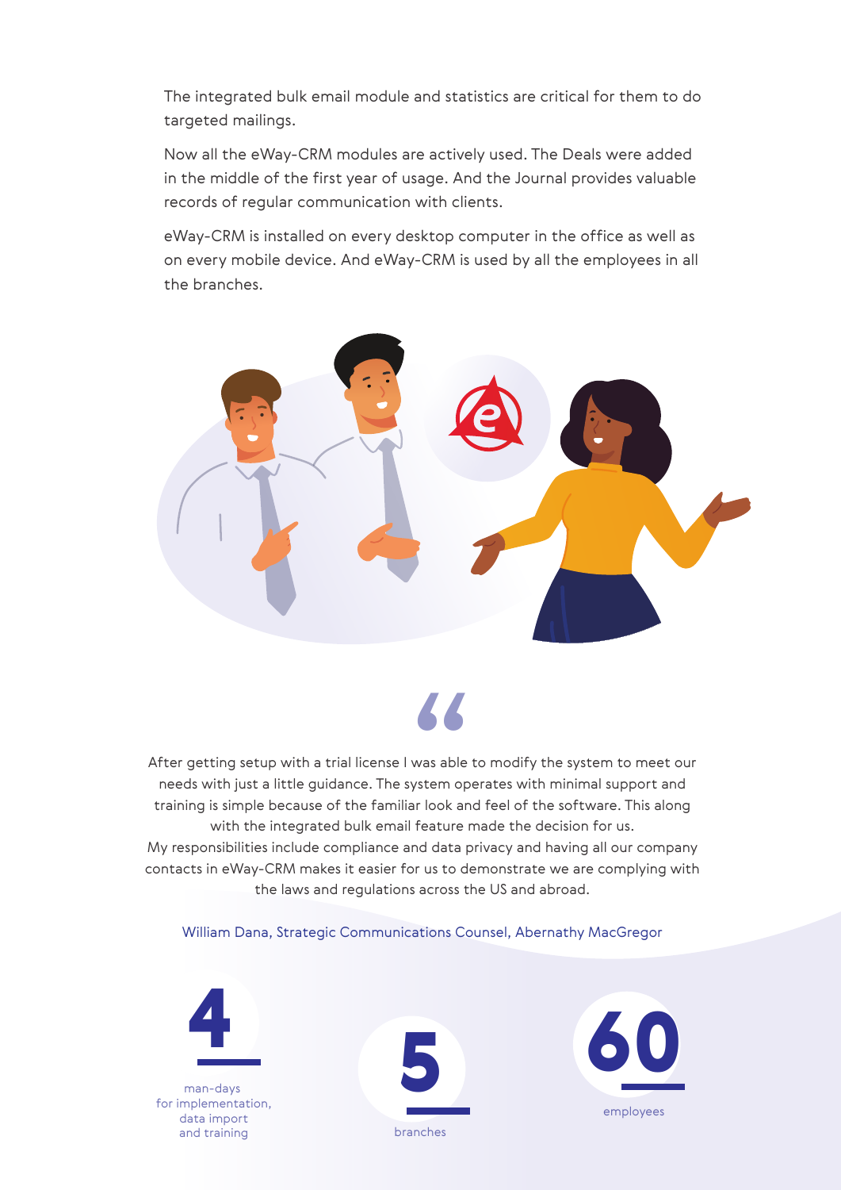The integrated bulk email module and statistics are critical for them to do targeted mailings.

Now all the eWay-CRM modules are actively used. The Deals were added in the middle of the first year of usage. And the Journal provides valuable records of regular communication with clients.

eWay-CRM is installed on every desktop computer in the office as well as on every mobile device. And eWay-CRM is used by all the employees in all the branches.

> After getting setup with a trial license I was able to modify the system to meet our needs with just a little guidance. The system operates with minimal support and training is simple because of the familiar look and feel of the software. This along with the integrated bulk email feature made the decision for us.
> My responsibilities include compliance and data privacy and having all our company contacts in eWay-CRM makes it easier for us to demonstrate we are complying with the laws and regulations across the US and abroad.

William Dana, Strategic Communications Counsel, Abernathy MacGregor

**4**
man-days for implementation, data import and training

**5**
branches

**60**
employees